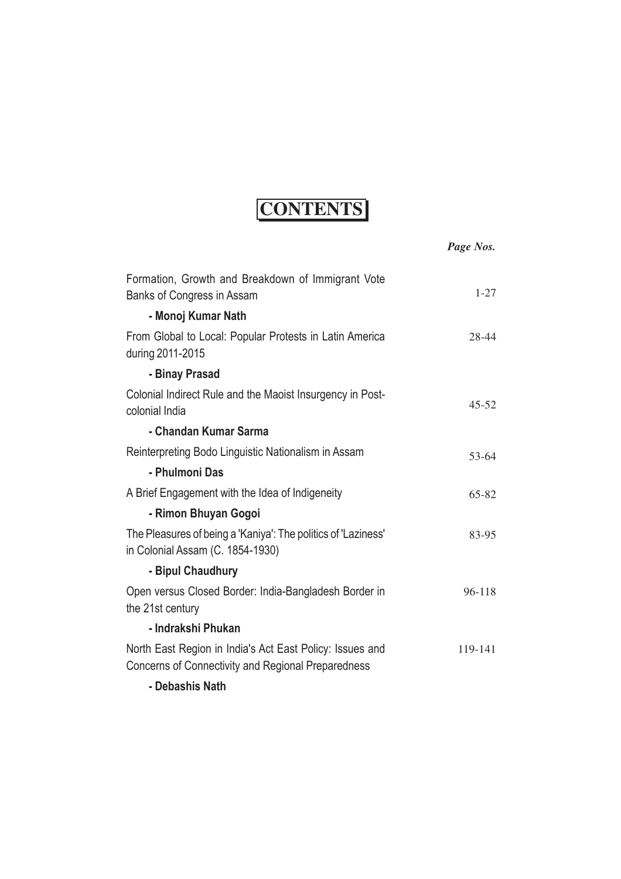# CONTENTS

| | *Page Nos.* |
|---|---|
| Formation, Growth and Breakdown of Immigrant Vote Banks of Congress in Assam | 1-27 |
| **- Monoj Kumar Nath** | |
| From Global to Local: Popular Protests in Latin America during 2011-2015 | 28-44 |
| **- Binay Prasad** | |
| Colonial Indirect Rule and the Maoist Insurgency in Post-colonial India | 45-52 |
| **- Chandan Kumar Sarma** | |
| Reinterpreting Bodo Linguistic Nationalism in Assam | 53-64 |
| **- Phulmoni Das** | |
| A Brief Engagement with the Idea of Indigeneity | 65-82 |
| **- Rimon Bhuyan Gogoi** | |
| The Pleasures of being a 'Kaniya': The politics of 'Laziness' in Colonial Assam (C. 1854-1930) | 83-95 |
| **- Bipul Chaudhury** | |
| Open versus Closed Border: India-Bangladesh Border in the 21st century | 96-118 |
| **- Indrakshi Phukan** | |
| North East Region in India's Act East Policy: Issues and Concerns of Connectivity and Regional Preparedness | 119-141 |
| **- Debashis Nath** | |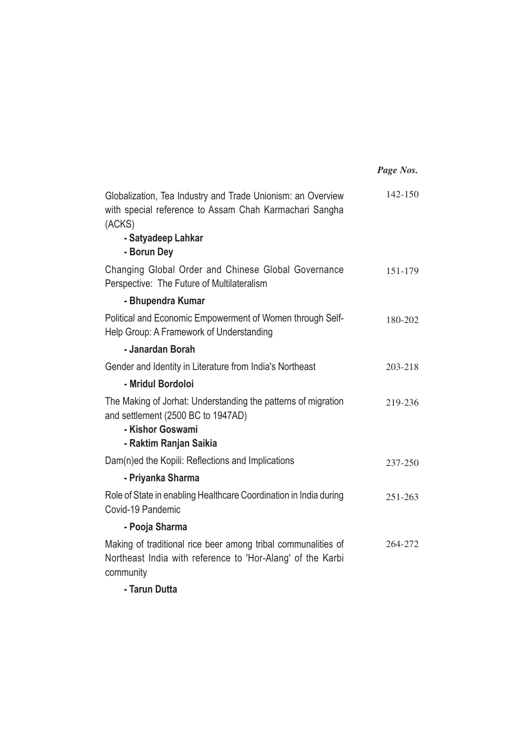| | *Page Nos.* |
|---|---|
| Globalization, Tea Industry and Trade Unionism: an Overview with special reference to Assam Chah Karmachari Sangha (ACKS)<br>**- Satyadeep Lahkar**<br>**- Borun Dey** | 142-150 |
| Changing Global Order and Chinese Global Governance Perspective: The Future of Multilateralism<br>**- Bhupendra Kumar** | 151-179 |
| Political and Economic Empowerment of Women through Self-Help Group: A Framework of Understanding<br>**- Janardan Borah** | 180-202 |
| Gender and Identity in Literature from India's Northeast<br>**- Mridul Bordoloi** | 203-218 |
| The Making of Jorhat: Understanding the patterns of migration and settlement (2500 BC to 1947AD)<br>**- Kishor Goswami**<br>**- Raktim Ranjan Saikia** | 219-236 |
| Dam(n)ed the Kopili: Reflections and Implications<br>**- Priyanka Sharma** | 237-250 |
| Role of State in enabling Healthcare Coordination in India during Covid-19 Pandemic<br>**- Pooja Sharma** | 251-263 |
| Making of traditional rice beer among tribal communalities of Northeast India with reference to 'Hor-Alang' of the Karbi community<br>**- Tarun Dutta** | 264-272 |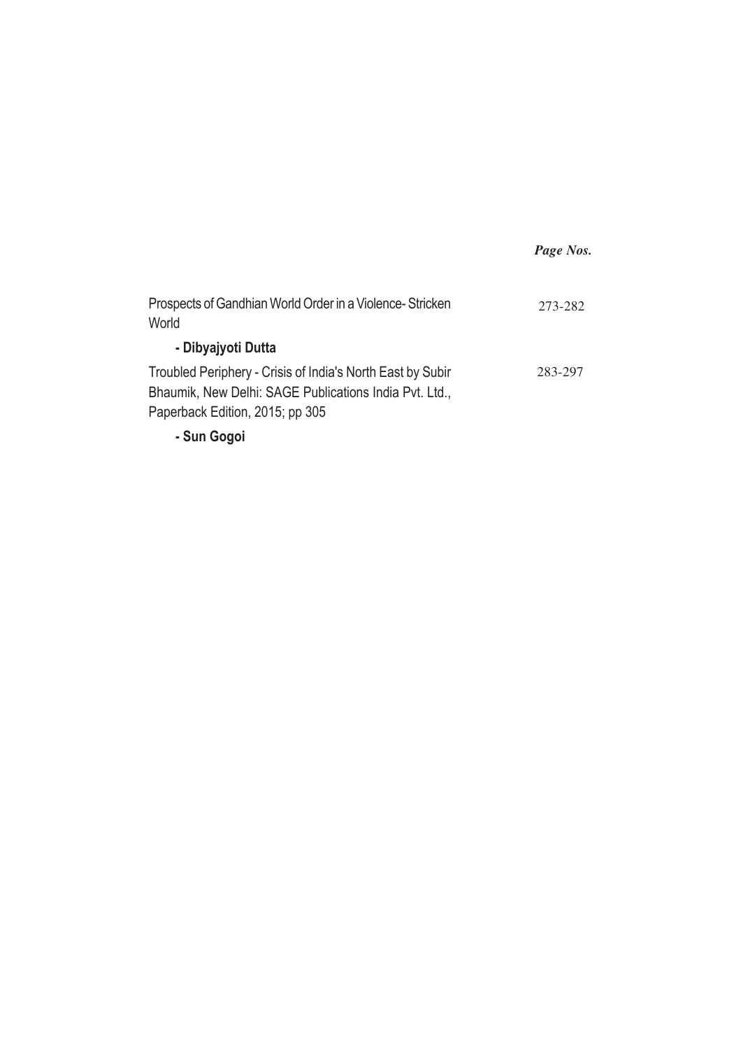| | *Page Nos.* |
|---|---|
| Prospects of Gandhian World Order in a Violence- Stricken World<br>**- Dibyajyoti Dutta** | 273-282 |
| Troubled Periphery - Crisis of India's North East by Subir Bhaumik, New Delhi: SAGE Publications India Pvt. Ltd., Paperback Edition, 2015; pp 305<br>**- Sun Gogoi** | 283-297 |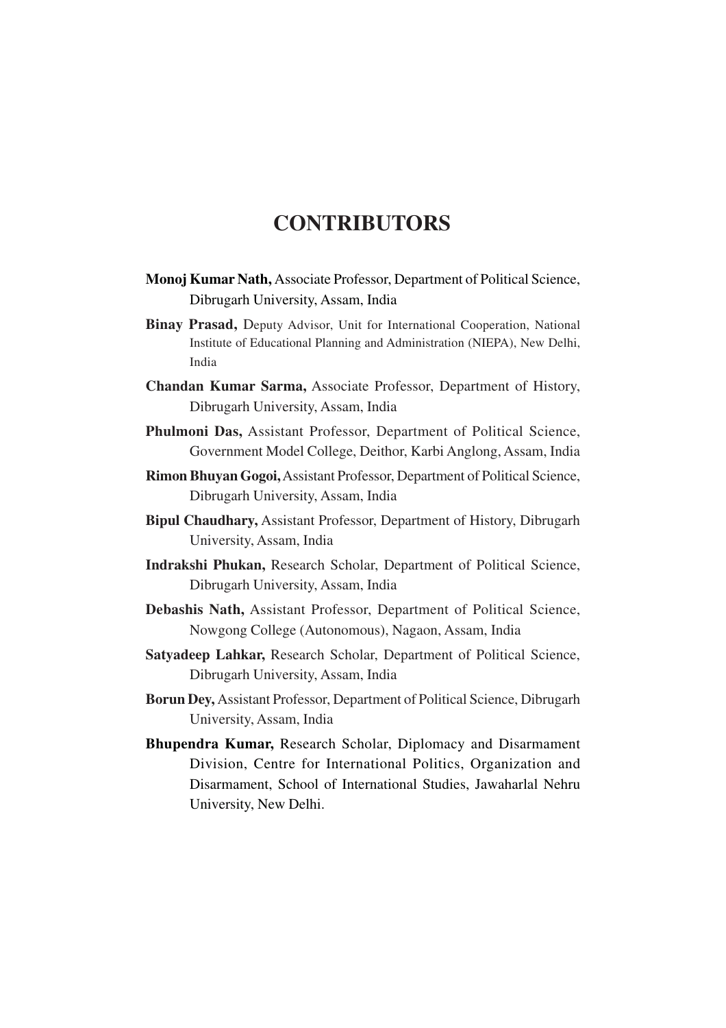# CONTRIBUTORS

**Monoj Kumar Nath,** Associate Professor, Department of Political Science, Dibrugarh University, Assam, India

**Binay Prasad,** Deputy Advisor, Unit for International Cooperation, National Institute of Educational Planning and Administration (NIEPA), New Delhi, India

**Chandan Kumar Sarma,** Associate Professor, Department of History, Dibrugarh University, Assam, India

**Phulmoni Das,** Assistant Professor, Department of Political Science, Government Model College, Deithor, Karbi Anglong, Assam, India

**Rimon Bhuyan Gogoi,** Assistant Professor, Department of Political Science, Dibrugarh University, Assam, India

**Bipul Chaudhary,** Assistant Professor, Department of History, Dibrugarh University, Assam, India

**Indrakshi Phukan,** Research Scholar, Department of Political Science, Dibrugarh University, Assam, India

**Debashis Nath,** Assistant Professor, Department of Political Science, Nowgong College (Autonomous), Nagaon, Assam, India

**Satyadeep Lahkar,** Research Scholar, Department of Political Science, Dibrugarh University, Assam, India

**Borun Dey,** Assistant Professor, Department of Political Science, Dibrugarh University, Assam, India

**Bhupendra Kumar,** Research Scholar, Diplomacy and Disarmament Division, Centre for International Politics, Organization and Disarmament, School of International Studies, Jawaharlal Nehru University, New Delhi.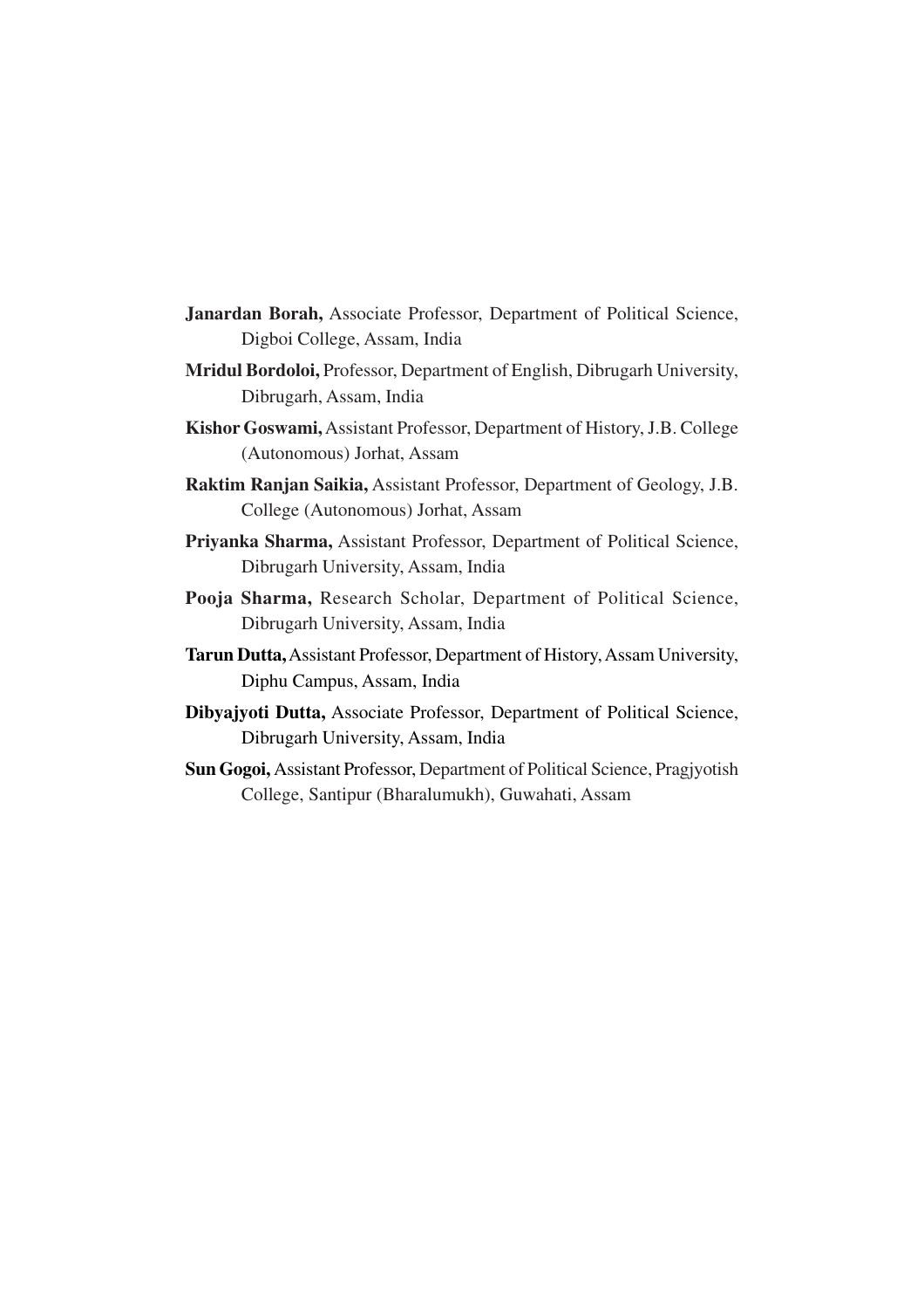**Janardan Borah,** Associate Professor, Department of Political Science, Digboi College, Assam, India

**Mridul Bordoloi,** Professor, Department of English, Dibrugarh University, Dibrugarh, Assam, India

**Kishor Goswami,** Assistant Professor, Department of History, J.B. College (Autonomous) Jorhat, Assam

**Raktim Ranjan Saikia,** Assistant Professor, Department of Geology, J.B. College (Autonomous) Jorhat, Assam

**Priyanka Sharma,** Assistant Professor, Department of Political Science, Dibrugarh University, Assam, India

**Pooja Sharma,** Research Scholar, Department of Political Science, Dibrugarh University, Assam, India

**Tarun Dutta,** Assistant Professor, Department of History, Assam University, Diphu Campus, Assam, India

**Dibyajyoti Dutta,** Associate Professor, Department of Political Science, Dibrugarh University, Assam, India

**Sun Gogoi,** Assistant Professor, Department of Political Science, Pragjyotish College, Santipur (Bharalumukh), Guwahati, Assam